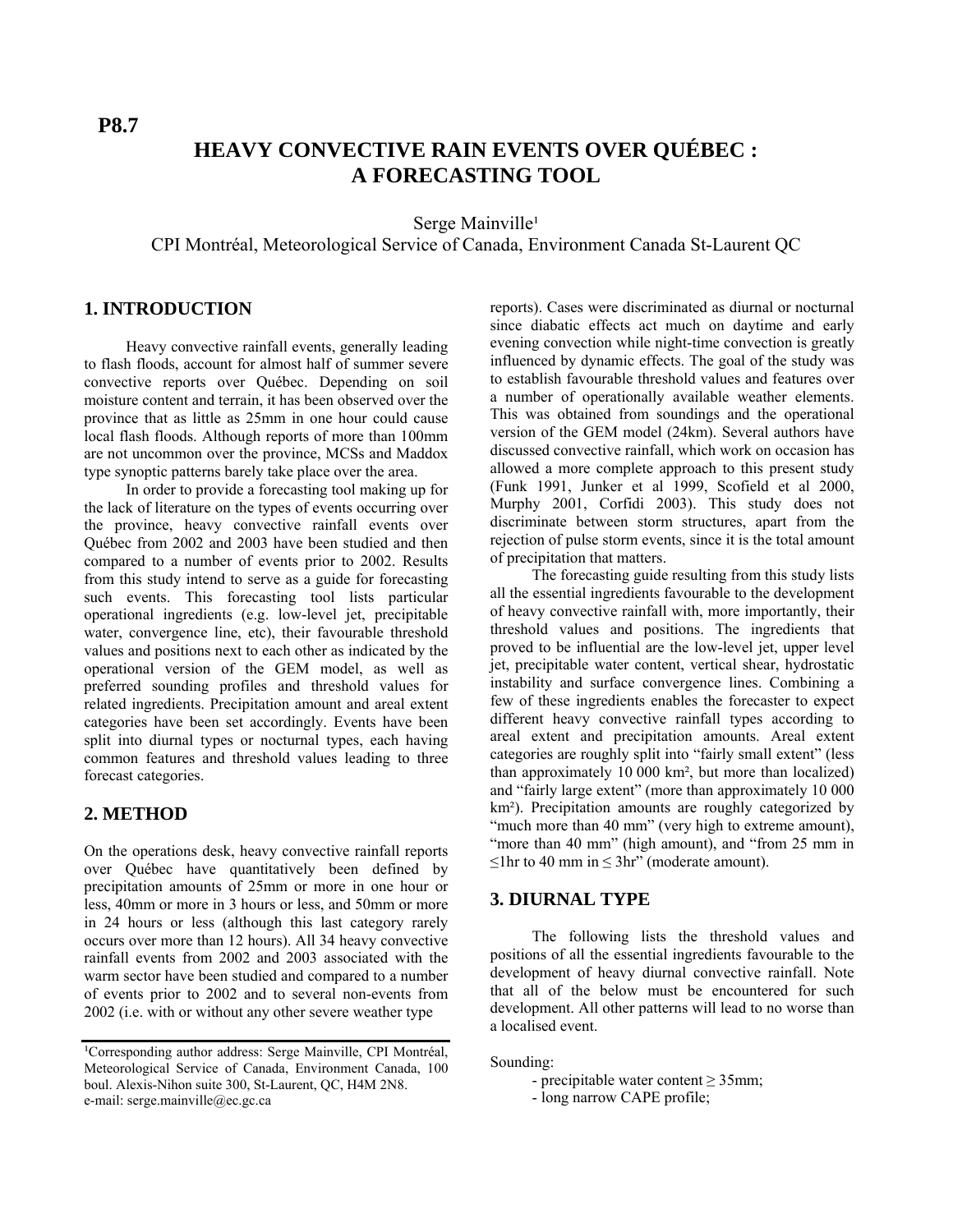P8.7

# HEAVY CONVECTIVE RAIN EVENTS OVER QUÉBEC : A FORECASTING TOOL

Serge Mainville[1]

CPI Montréal, Meteorological Service of Canada, Environment Canada St-Laurent QC

## 1. INTRODUCTION

Heavy convective rainfall events, generally leading to flash floods, account for almost half of summer severe convective reports over Québec. Depending on soil moisture content and terrain, it has been observed over the province that as little as 25mm in one hour could cause local flash floods. Although reports of more than 100mm are not uncommon over the province, MCSs and Maddox type synoptic patterns barely take place over the area.

In order to provide a forecasting tool making up for the lack of literature on the types of events occurring over the province, heavy convective rainfall events over Québec from 2002 and 2003 have been studied and then compared to a number of events prior to 2002. Results from this study intend to serve as a guide for forecasting such events. This forecasting tool lists particular operational ingredients (e.g. low-level jet, precipitable water, convergence line, etc), their favourable threshold values and positions next to each other as indicated by the operational version of the GEM model, as well as preferred sounding profiles and threshold values for related ingredients. Precipitation amount and areal extent categories have been set accordingly. Events have been split into diurnal types or nocturnal types, each having common features and threshold values leading to three forecast categories.

## 2. METHOD

On the operations desk, heavy convective rainfall reports over Québec have quantitatively been defined by precipitation amounts of 25mm or more in one hour or less, 40mm or more in 3 hours or less, and 50mm or more in 24 hours or less (although this last category rarely occurs over more than 12 hours). All 34 heavy convective rainfall events from 2002 and 2003 associated with the warm sector have been studied and compared to a number of events prior to 2002 and to several non-events from 2002 (i.e. with or without any other severe weather type reports). Cases were discriminated as diurnal or nocturnal since diabatic effects act much on daytime and early evening convection while night-time convection is greatly influenced by dynamic effects. The goal of the study was to establish favourable threshold values and features over a number of operationally available weather elements. This was obtained from soundings and the operational version of the GEM model (24km). Several authors have discussed convective rainfall, which work on occasion has allowed a more complete approach to this present study (Funk 1991, Junker et al 1999, Scofield et al 2000, Murphy 2001, Corfidi 2003). This study does not discriminate between storm structures, apart from the rejection of pulse storm events, since it is the total amount of precipitation that matters.

The forecasting guide resulting from this study lists all the essential ingredients favourable to the development of heavy convective rainfall with, more importantly, their threshold values and positions. The ingredients that proved to be influential are the low-level jet, upper level jet, precipitable water content, vertical shear, hydrostatic instability and surface convergence lines. Combining a few of these ingredients enables the forecaster to expect different heavy convective rainfall types according to areal extent and precipitation amounts. Areal extent categories are roughly split into "fairly small extent" (less than approximately 10 000 km², but more than localized) and "fairly large extent" (more than approximately 10 000 km²). Precipitation amounts are roughly categorized by "much more than 40 mm" (very high to extreme amount), "more than 40 mm" (high amount), and "from 25 mm in ≤1hr to 40 mm in ≤ 3hr" (moderate amount).

## 3. DIURNAL TYPE

The following lists the threshold values and positions of all the essential ingredients favourable to the development of heavy diurnal convective rainfall. Note that all of the below must be encountered for such development. All other patterns will lead to no worse than a localised event.

Sounding:

- precipitable water content ≥ 35mm;
- long narrow CAPE profile;

[1]Corresponding author address: Serge Mainville, CPI Montréal, Meteorological Service of Canada, Environment Canada, 100 boul. Alexis-Nihon suite 300, St-Laurent, QC, H4M 2N8. e-mail: serge.mainville@ec.gc.ca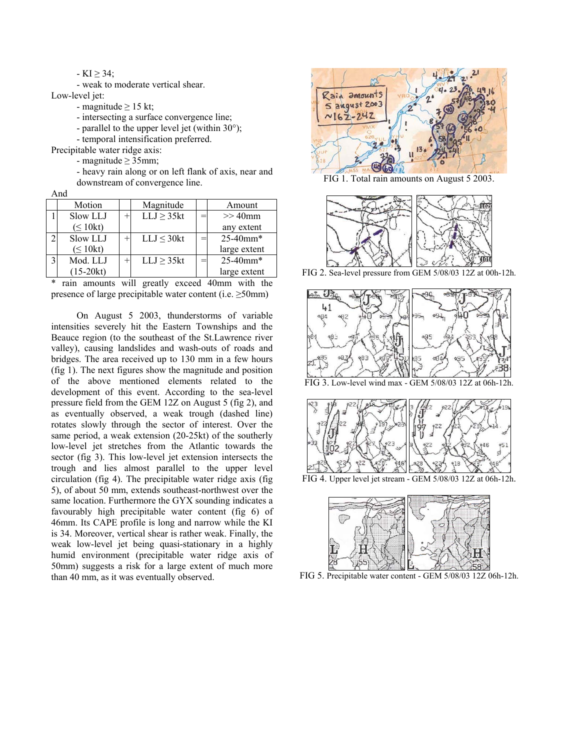- KI ≥ 34;
- weak to moderate vertical shear.

Low-level jet:

- magnitude ≥ 15 kt;
- intersecting a surface convergence line;
- parallel to the upper level jet (within 30°);
- temporal intensification preferred.

Precipitable water ridge axis:

- magnitude ≥ 35mm;
- heavy rain along or on left flank of axis, near and downstream of convergence line.

And

| | Motion | | Magnitude | | Amount |
|---|---|---|---|---|---|
| 1 | Slow LLJ (≤ 10kt) | + | LLJ ≥ 35kt | = | >> 40mm any extent |
| 2 | Slow LLJ (≤ 10kt) | + | LLJ ≤ 30kt | = | 25-40mm* large extent |
| 3 | Mod. LLJ (15-20kt) | + | LLJ ≥ 35kt | = | 25-40mm* large extent |

* rain amounts will greatly exceed 40mm with the presence of large precipitable water content (i.e. ≥50mm)

On August 5 2003, thunderstorms of variable intensities severely hit the Eastern Townships and the Beauce region (to the southeast of the St.Lawrence river valley), causing landslides and wash-outs of roads and bridges. The area received up to 130 mm in a few hours (fig 1). The next figures show the magnitude and position of the above mentioned elements related to the development of this event. According to the sea-level pressure field from the GEM 12Z on August 5 (fig 2), and as eventually observed, a weak trough (dashed line) rotates slowly through the sector of interest. Over the same period, a weak extension (20-25kt) of the southerly low-level jet stretches from the Atlantic towards the sector (fig 3). This low-level jet extension intersects the trough and lies almost parallel to the upper level circulation (fig 4). The precipitable water ridge axis (fig 5), of about 50 mm, extends southeast-northwest over the same location. Furthermore the GYX sounding indicates a favourably high precipitable water content (fig 6) of 46mm. Its CAPE profile is long and narrow while the KI is 34. Moreover, vertical shear is rather weak. Finally, the weak low-level jet being quasi-stationary in a highly humid environment (precipitable water ridge axis of 50mm) suggests a risk for a large extent of much more than 40 mm, as it was eventually observed.

FIG 1. Total rain amounts on August 5 2003.

FIG 2. Sea-level pressure from GEM 5/08/03 12Z at 00h-12h.

FIG 3. Low-level wind max - GEM 5/08/03 12Z at 06h-12h.

FIG 4. Upper level jet stream - GEM 5/08/03 12Z at 06h-12h.

FIG 5. Precipitable water content - GEM 5/08/03 12Z 06h-12h.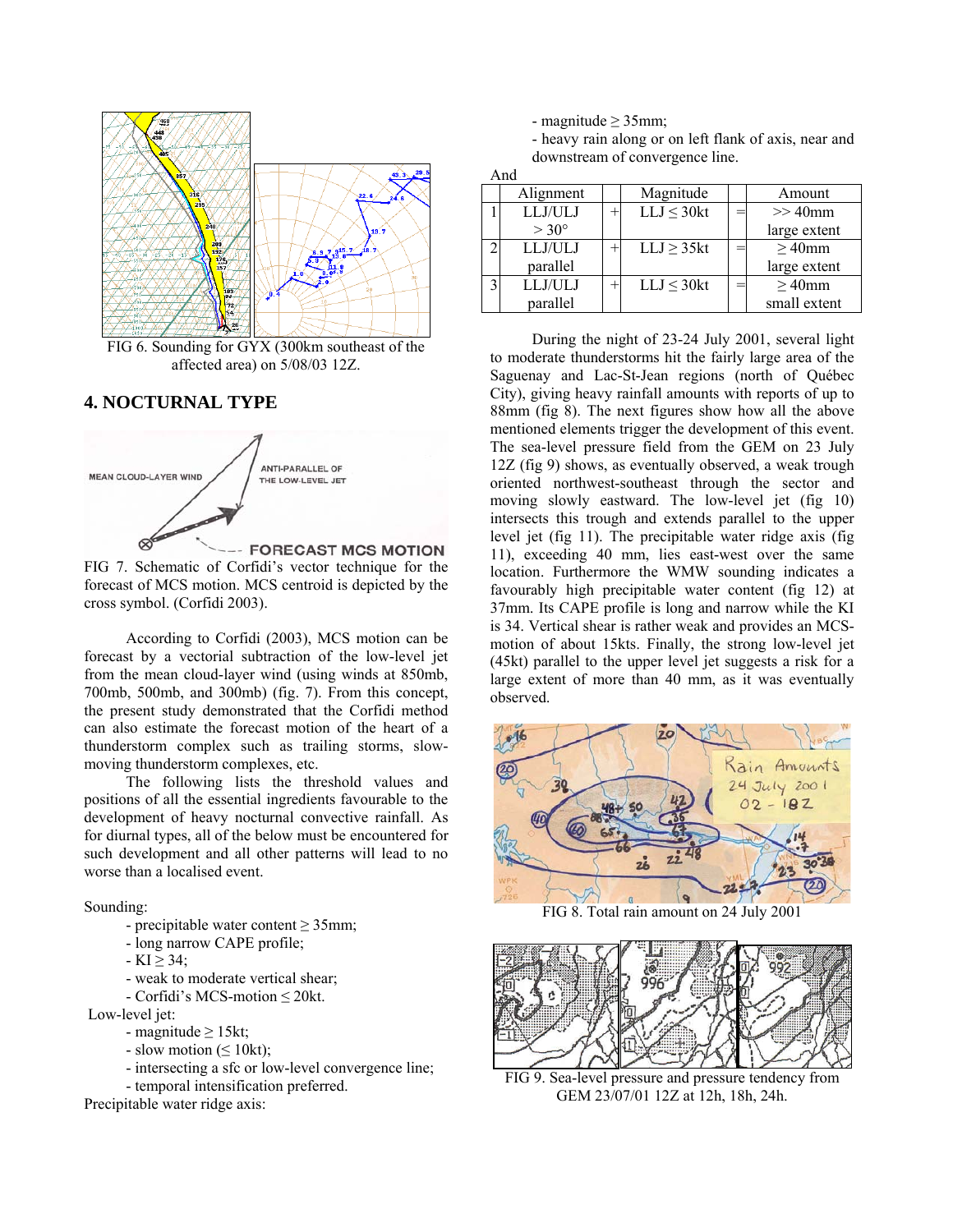FIG 6. Sounding for GYX (300km southeast of the affected area) on 5/08/03 12Z.

## 4. NOCTURNAL TYPE

FIG 7. Schematic of Corfidi's vector technique for the forecast of MCS motion. MCS centroid is depicted by the cross symbol. (Corfidi 2003).

According to Corfidi (2003), MCS motion can be forecast by a vectorial subtraction of the low-level jet from the mean cloud-layer wind (using winds at 850mb, 700mb, 500mb, and 300mb) (fig. 7). From this concept, the present study demonstrated that the Corfidi method can also estimate the forecast motion of the heart of a thunderstorm complex such as trailing storms, slow-moving thunderstorm complexes, etc.

The following lists the threshold values and positions of all the essential ingredients favourable to the development of heavy nocturnal convective rainfall. As for diurnal types, all of the below must be encountered for such development and all other patterns will lead to no worse than a localised event.

Sounding:

- precipitable water content ≥ 35mm;
- long narrow CAPE profile;
- KI ≥ 34;
- weak to moderate vertical shear;
- Corfidi's MCS-motion ≤ 20kt.

Low-level jet:

- magnitude ≥ 15kt;
- slow motion (≤ 10kt);
- intersecting a sfc or low-level convergence line;
- temporal intensification preferred.

Precipitable water ridge axis:

- magnitude ≥ 35mm;
- heavy rain along or on left flank of axis, near and downstream of convergence line.

And

| | Alignment | | Magnitude | | Amount |
|---|---|---|---|---|---|
| 1 | LLJ/ULJ > 30° | + | LLJ ≤ 30kt | = | >> 40mm large extent |
| 2 | LLJ/ULJ parallel | + | LLJ ≥ 35kt | = | ≥ 40mm large extent |
| 3 | LLJ/ULJ parallel | + | LLJ ≤ 30kt | = | ≥ 40mm small extent |

During the night of 23-24 July 2001, several light to moderate thunderstorms hit the fairly large area of the Saguenay and Lac-St-Jean regions (north of Québec City), giving heavy rainfall amounts with reports of up to 88mm (fig 8). The next figures show how all the above mentioned elements trigger the development of this event. The sea-level pressure field from the GEM on 23 July 12Z (fig 9) shows, as eventually observed, a weak trough oriented northwest-southeast through the sector and moving slowly eastward. The low-level jet (fig 10) intersects this trough and extends parallel to the upper level jet (fig 11). The precipitable water ridge axis (fig 11), exceeding 40 mm, lies east-west over the same location. Furthermore the WMW sounding indicates a favourably high precipitable water content (fig 12) at 37mm. Its CAPE profile is long and narrow while the KI is 34. Vertical shear is rather weak and provides an MCS-motion of about 15kts. Finally, the strong low-level jet (45kt) parallel to the upper level jet suggests a risk for a large extent of more than 40 mm, as it was eventually observed.

FIG 8. Total rain amount on 24 July 2001

FIG 9. Sea-level pressure and pressure tendency from GEM 23/07/01 12Z at 12h, 18h, 24h.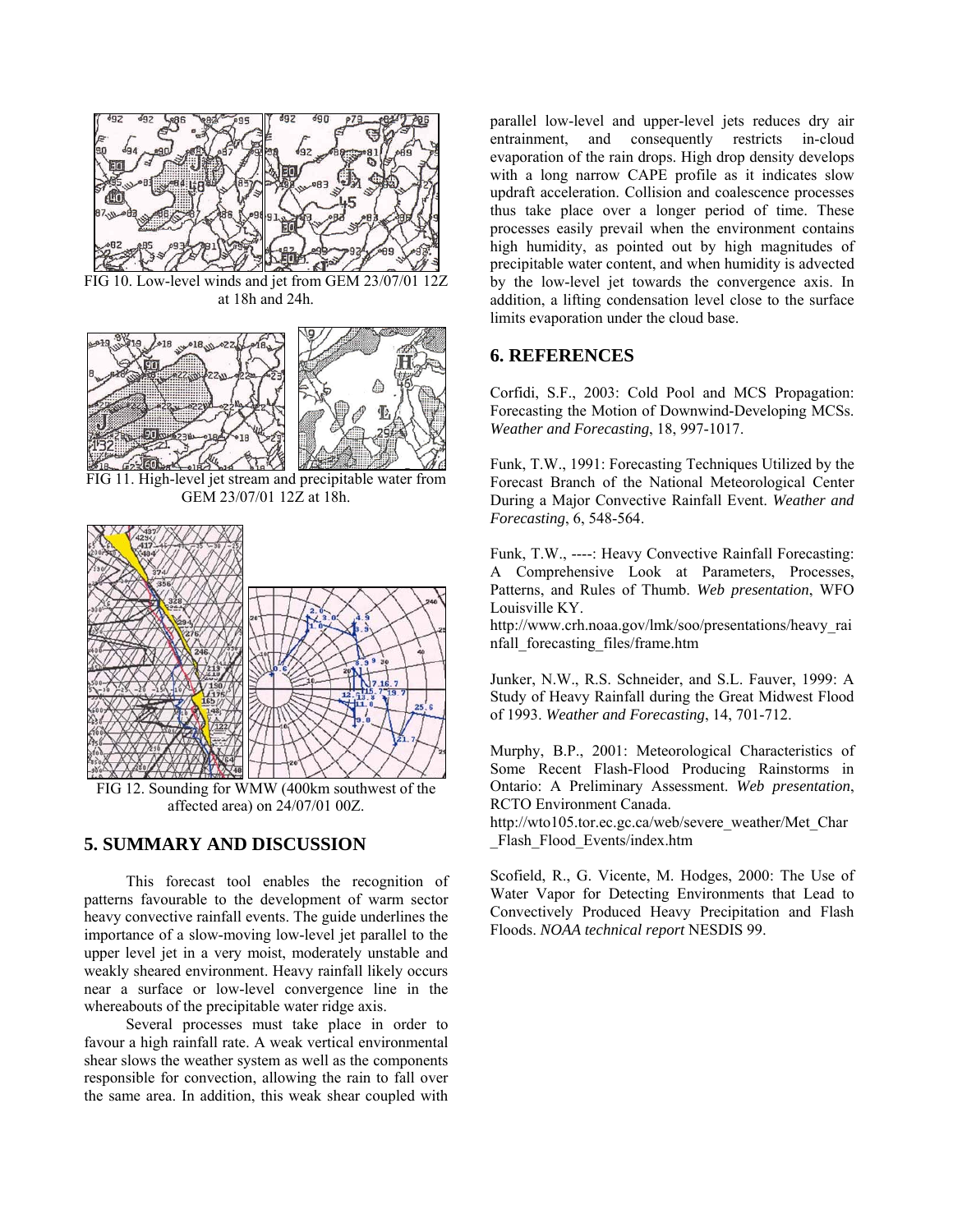FIG 10. Low-level winds and jet from GEM 23/07/01 12Z at 18h and 24h.

FIG 11. High-level jet stream and precipitable water from GEM 23/07/01 12Z at 18h.

FIG 12. Sounding for WMW (400km southwest of the affected area) on 24/07/01 00Z.

## 5. SUMMARY AND DISCUSSION

This forecast tool enables the recognition of patterns favourable to the development of warm sector heavy convective rainfall events. The guide underlines the importance of a slow-moving low-level jet parallel to the upper level jet in a very moist, moderately unstable and weakly sheared environment. Heavy rainfall likely occurs near a surface or low-level convergence line in the whereabouts of the precipitable water ridge axis.

Several processes must take place in order to favour a high rainfall rate. A weak vertical environmental shear slows the weather system as well as the components responsible for convection, allowing the rain to fall over the same area. In addition, this weak shear coupled with parallel low-level and upper-level jets reduces dry air entrainment, and consequently restricts in-cloud evaporation of the rain drops. High drop density develops with a long narrow CAPE profile as it indicates slow updraft acceleration. Collision and coalescence processes thus take place over a longer period of time. These processes easily prevail when the environment contains high humidity, as pointed out by high magnitudes of precipitable water content, and when humidity is advected by the low-level jet towards the convergence axis. In addition, a lifting condensation level close to the surface limits evaporation under the cloud base.

## 6. REFERENCES

Corfidi, S.F., 2003: Cold Pool and MCS Propagation: Forecasting the Motion of Downwind-Developing MCSs. *Weather and Forecasting*, 18, 997-1017.

Funk, T.W., 1991: Forecasting Techniques Utilized by the Forecast Branch of the National Meteorological Center During a Major Convective Rainfall Event. *Weather and Forecasting*, 6, 548-564.

Funk, T.W., ----: Heavy Convective Rainfall Forecasting: A Comprehensive Look at Parameters, Processes, Patterns, and Rules of Thumb. *Web presentation*, WFO Louisville KY.
http://www.crh.noaa.gov/lmk/soo/presentations/heavy_rainfall_forecasting_files/frame.htm

Junker, N.W., R.S. Schneider, and S.L. Fauver, 1999: A Study of Heavy Rainfall during the Great Midwest Flood of 1993. *Weather and Forecasting*, 14, 701-712.

Murphy, B.P., 2001: Meteorological Characteristics of Some Recent Flash-Flood Producing Rainstorms in Ontario: A Preliminary Assessment. *Web presentation*, RCTO Environment Canada.
http://wto105.tor.ec.gc.ca/web/severe_weather/Met_Char_Flash_Flood_Events/index.htm

Scofield, R., G. Vicente, M. Hodges, 2000: The Use of Water Vapor for Detecting Environments that Lead to Convectively Produced Heavy Precipitation and Flash Floods. *NOAA technical report* NESDIS 99.